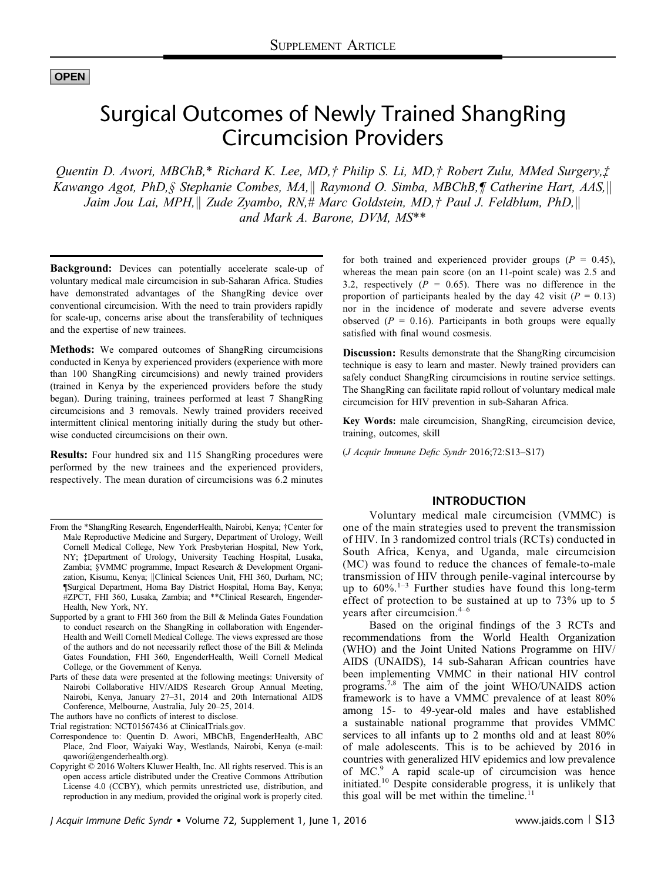OPEN

# Surgical Outcomes of Newly Trained ShangRing Circumcision Providers

*Quentin D. Awori, MBChB,\* Richard K. Lee, MD,† Philip S. Li, MD,† Robert Zulu, MMed Surgery,‡ Kawango Agot, PhD,§ Stephanie Combes, MA,‖ Raymond O. Simba, MBChB,¶ Catherine Hart, AAS,‖ Jaim Jou Lai, MPH,‖ Zude Zyambo, RN,# Marc Goldstein, MD,† Paul J. Feldblum, PhD,‖ and Mark A. Barone, DVM, MS\*\**

**Background:** Devices can potentially accelerate scale-up of voluntary medical male circumcision in sub-Saharan Africa. Studies have demonstrated advantages of the ShangRing device over conventional circumcision. With the need to train providers rapidly for scale-up, concerns arise about the transferability of techniques and the expertise of new trainees.

**Methods:** We compared outcomes of ShangRing circumcisions conducted in Kenya by experienced providers (experience with more than 100 ShangRing circumcisions) and newly trained providers (trained in Kenya by the experienced providers before the study began). During training, trainees performed at least 7 ShangRing circumcisions and 3 removals. Newly trained providers received intermittent clinical mentoring initially during the study but otherwise conducted circumcisions on their own.

**Results:** Four hundred six and 115 ShangRing procedures were performed by the new trainees and the experienced providers, respectively. The mean duration of circumcisions was 6.2 minutes for both trained and experienced provider groups ($P = 0.45$), whereas the mean pain score (on an 11-point scale) was 2.5 and 3.2, respectively ($P = 0.65$). There was no difference in the proportion of participants healed by the day 42 visit ($P = 0.13$) nor in the incidence of moderate and severe adverse events observed ($P = 0.16$). Participants in both groups were equally satisfied with final wound cosmesis.

**Discussion:** Results demonstrate that the ShangRing circumcision technique is easy to learn and master. Newly trained providers can safely conduct ShangRing circumcisions in routine service settings. The ShangRing can facilitate rapid rollout of voluntary medical male circumcision for HIV prevention in sub-Saharan Africa.

**Key Words:** male circumcision, ShangRing, circumcision device, training, outcomes, skill

(*J Acquir Immune Defic Syndr* 2016;72:S13–S17)

From the \*ShangRing Research, EngenderHealth, Nairobi, Kenya; †Center for Male Reproductive Medicine and Surgery, Department of Urology, Weill Cornell Medical College, New York Presbyterian Hospital, New York, NY; ‡Department of Urology, University Teaching Hospital, Lusaka, Zambia; §VMMC programme, Impact Research & Development Organization, Kisumu, Kenya; ‖Clinical Sciences Unit, FHI 360, Durham, NC; ¶Surgical Department, Homa Bay District Hospital, Homa Bay, Kenya; #ZPCT, FHI 360, Lusaka, Zambia; and \*\*Clinical Research, EngenderHealth, New York, NY.

Supported by a grant to FHI 360 from the Bill & Melinda Gates Foundation to conduct research on the ShangRing in collaboration with EngenderHealth and Weill Cornell Medical College. The views expressed are those of the authors and do not necessarily reflect those of the Bill & Melinda Gates Foundation, FHI 360, EngenderHealth, Weill Cornell Medical College, or the Government of Kenya.

Parts of these data were presented at the following meetings: University of Nairobi Collaborative HIV/AIDS Research Group Annual Meeting, Nairobi, Kenya, January 27–31, 2014 and 20th International AIDS Conference, Melbourne, Australia, July 20–25, 2014.

The authors have no conflicts of interest to disclose.

Trial registration: NCT01567436 at ClinicalTrials.gov.

Correspondence to: Quentin D. Awori, MBChB, EngenderHealth, ABC Place, 2nd Floor, Waiyaki Way, Westlands, Nairobi, Kenya (e-mail: qawori@engenderhealth.org).

Copyright © 2016 Wolters Kluwer Health, Inc. All rights reserved. This is an open access article distributed under the Creative Commons Attribution License 4.0 (CCBY), which permits unrestricted use, distribution, and reproduction in any medium, provided the original work is properly cited.

## INTRODUCTION

Voluntary medical male circumcision (VMMC) is one of the main strategies used to prevent the transmission of HIV. In 3 randomized control trials (RCTs) conducted in South Africa, Kenya, and Uganda, male circumcision (MC) was found to reduce the chances of female-to-male transmission of HIV through penile-vaginal intercourse by up to 60%.[1–3] Further studies have found this long-term effect of protection to be sustained at up to 73% up to 5 years after circumcision.[4–6]

Based on the original findings of the 3 RCTs and recommendations from the World Health Organization (WHO) and the Joint United Nations Programme on HIV/AIDS (UNAIDS), 14 sub-Saharan African countries have been implementing VMMC in their national HIV control programs.[7,8] The aim of the joint WHO/UNAIDS action framework is to have a VMMC prevalence of at least 80% among 15- to 49-year-old males and have established a sustainable national programme that provides VMMC services to all infants up to 2 months old and at least 80% of male adolescents. This is to be achieved by 2016 in countries with generalized HIV epidemics and low prevalence of MC.[9] A rapid scale-up of circumcision was hence initiated.[10] Despite considerable progress, it is unlikely that this goal will be met within the timeline.[11]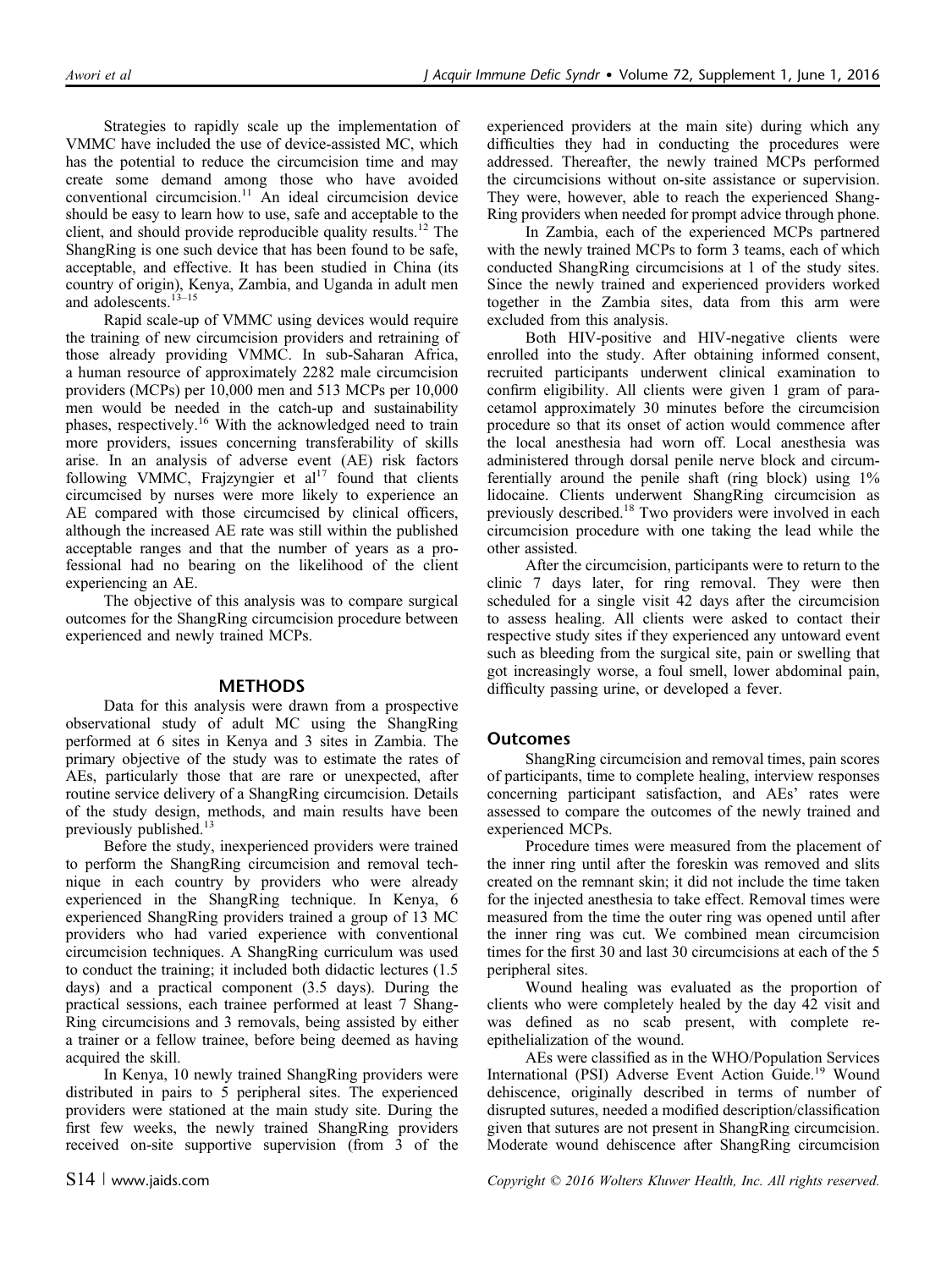Strategies to rapidly scale up the implementation of VMMC have included the use of device-assisted MC, which has the potential to reduce the circumcision time and may create some demand among those who have avoided conventional circumcision.[11] An ideal circumcision device should be easy to learn how to use, safe and acceptable to the client, and should provide reproducible quality results.[12] The ShangRing is one such device that has been found to be safe, acceptable, and effective. It has been studied in China (its country of origin), Kenya, Zambia, and Uganda in adult men and adolescents.[13–15]

Rapid scale-up of VMMC using devices would require the training of new circumcision providers and retraining of those already providing VMMC. In sub-Saharan Africa, a human resource of approximately 2282 male circumcision providers (MCPs) per 10,000 men and 513 MCPs per 10,000 men would be needed in the catch-up and sustainability phases, respectively.[16] With the acknowledged need to train more providers, issues concerning transferability of skills arise. In an analysis of adverse event (AE) risk factors following VMMC, Frajzyngier et al[17] found that clients circumcised by nurses were more likely to experience an AE compared with those circumcised by clinical officers, although the increased AE rate was still within the published acceptable ranges and that the number of years as a professional had no bearing on the likelihood of the client experiencing an AE.

The objective of this analysis was to compare surgical outcomes for the ShangRing circumcision procedure between experienced and newly trained MCPs.

## METHODS

Data for this analysis were drawn from a prospective observational study of adult MC using the ShangRing performed at 6 sites in Kenya and 3 sites in Zambia. The primary objective of the study was to estimate the rates of AEs, particularly those that are rare or unexpected, after routine service delivery of a ShangRing circumcision. Details of the study design, methods, and main results have been previously published.[13]

Before the study, inexperienced providers were trained to perform the ShangRing circumcision and removal technique in each country by providers who were already experienced in the ShangRing technique. In Kenya, 6 experienced ShangRing providers trained a group of 13 MC providers who had varied experience with conventional circumcision techniques. A ShangRing curriculum was used to conduct the training; it included both didactic lectures (1.5 days) and a practical component (3.5 days). During the practical sessions, each trainee performed at least 7 ShangRing circumcisions and 3 removals, being assisted by either a trainer or a fellow trainee, before being deemed as having acquired the skill.

In Kenya, 10 newly trained ShangRing providers were distributed in pairs to 5 peripheral sites. The experienced providers were stationed at the main study site. During the first few weeks, the newly trained ShangRing providers received on-site supportive supervision (from 3 of the experienced providers at the main site) during which any difficulties they had in conducting the procedures were addressed. Thereafter, the newly trained MCPs performed the circumcisions without on-site assistance or supervision. They were, however, able to reach the experienced ShangRing providers when needed for prompt advice through phone.

In Zambia, each of the experienced MCPs partnered with the newly trained MCPs to form 3 teams, each of which conducted ShangRing circumcisions at 1 of the study sites. Since the newly trained and experienced providers worked together in the Zambia sites, data from this arm were excluded from this analysis.

Both HIV-positive and HIV-negative clients were enrolled into the study. After obtaining informed consent, recruited participants underwent clinical examination to confirm eligibility. All clients were given 1 gram of paracetamol approximately 30 minutes before the circumcision procedure so that its onset of action would commence after the local anesthesia had worn off. Local anesthesia was administered through dorsal penile nerve block and circumferentially around the penile shaft (ring block) using 1% lidocaine. Clients underwent ShangRing circumcision as previously described.[18] Two providers were involved in each circumcision procedure with one taking the lead while the other assisted.

After the circumcision, participants were to return to the clinic 7 days later, for ring removal. They were then scheduled for a single visit 42 days after the circumcision to assess healing. All clients were asked to contact their respective study sites if they experienced any untoward event such as bleeding from the surgical site, pain or swelling that got increasingly worse, a foul smell, lower abdominal pain, difficulty passing urine, or developed a fever.

### Outcomes

ShangRing circumcision and removal times, pain scores of participants, time to complete healing, interview responses concerning participant satisfaction, and AEs' rates were assessed to compare the outcomes of the newly trained and experienced MCPs.

Procedure times were measured from the placement of the inner ring until after the foreskin was removed and slits created on the remnant skin; it did not include the time taken for the injected anesthesia to take effect. Removal times were measured from the time the outer ring was opened until after the inner ring was cut. We combined mean circumcision times for the first 30 and last 30 circumcisions at each of the 5 peripheral sites.

Wound healing was evaluated as the proportion of clients who were completely healed by the day 42 visit and was defined as no scab present, with complete re-epithelialization of the wound.

AEs were classified as in the WHO/Population Services International (PSI) Adverse Event Action Guide.[19] Wound dehiscence, originally described in terms of number of disrupted sutures, needed a modified description/classification given that sutures are not present in ShangRing circumcision. Moderate wound dehiscence after ShangRing circumcision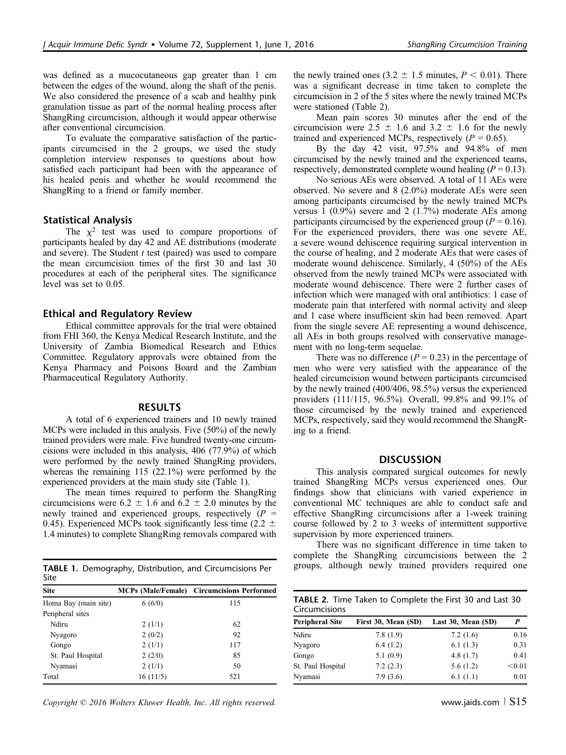was defined as a mucocutaneous gap greater than 1 cm between the edges of the wound, along the shaft of the penis. We also considered the presence of a scab and healthy pink granulation tissue as part of the normal healing process after ShangRing circumcision, although it would appear otherwise after conventional circumcision.

To evaluate the comparative satisfaction of the participants circumcised in the 2 groups, we used the study completion interview responses to questions about how satisfied each participant had been with the appearance of his healed penis and whether he would recommend the ShangRing to a friend or family member.

### Statistical Analysis

The $\chi^2$ test was used to compare proportions of participants healed by day 42 and AE distributions (moderate and severe). The Student *t* test (paired) was used to compare the mean circumcision times of the first 30 and last 30 procedures at each of the peripheral sites. The significance level was set to 0.05.

### Ethical and Regulatory Review

Ethical committee approvals for the trial were obtained from FHI 360, the Kenya Medical Research Institute, and the University of Zambia Biomedical Research and Ethics Committee. Regulatory approvals were obtained from the Kenya Pharmacy and Poisons Board and the Zambian Pharmaceutical Regulatory Authority.

## RESULTS

A total of 6 experienced trainers and 10 newly trained MCPs were included in this analysis. Five (50%) of the newly trained providers were male. Five hundred twenty-one circumcisions were included in this analysis, 406 (77.9%) of which were performed by the newly trained ShangRing providers, whereas the remaining 115 (22.1%) were performed by the experienced providers at the main study site (Table 1).

The mean times required to perform the ShangRing circumcisions were 6.2 ± 1.6 and 6.2 ± 2.0 minutes by the newly trained and experienced groups, respectively ($P$ = 0.45). Experienced MCPs took significantly less time (2.2 ± 1.4 minutes) to complete ShangRing removals compared with the newly trained ones (3.2 ± 1.5 minutes, $P < 0.01$). There was a significant decrease in time taken to complete the circumcision in 2 of the 5 sites where the newly trained MCPs were stationed (Table 2).

**TABLE 1.** Demography, Distribution, and Circumcisions Per Site

| Site | MCPs (Male/Female) | Circumcisions Performed |
|---|---|---|
| Homa Bay (main site) | 6 (6/0) | 115 |
| Peripheral sites | | |
| Ndiru | 2 (1/1) | 62 |
| Nyagoro | 2 (0/2) | 92 |
| Gongo | 2 (1/1) | 117 |
| St. Paul Hospital | 2 (2/0) | 85 |
| Nyamasi | 2 (1/1) | 50 |
| Total | 16 (11/5) | 521 |

Mean pain scores 30 minutes after the end of the circumcision were 2.5 ± 1.6 and 3.2 ± 1.6 for the newly trained and experienced MCPs, respectively ($P$ = 0.65).

By the day 42 visit, 97.5% and 94.8% of men circumcised by the newly trained and the experienced teams, respectively, demonstrated complete wound healing ($P$ = 0.13).

No serious AEs were observed. A total of 11 AEs were observed. No severe and 8 (2.0%) moderate AEs were seen among participants circumcised by the newly trained MCPs versus 1 (0.9%) severe and 2 (1.7%) moderate AEs among participants circumcised by the experienced group ($P$ = 0.16). For the experienced providers, there was one severe AE, a severe wound dehiscence requiring surgical intervention in the course of healing, and 2 moderate AEs that were cases of moderate wound dehiscence. Similarly, 4 (50%) of the AEs observed from the newly trained MCPs were associated with moderate wound dehiscence. There were 2 further cases of infection which were managed with oral antibiotics: 1 case of moderate pain that interfered with normal activity and sleep and 1 case where insufficient skin had been removed. Apart from the single severe AE representing a wound dehiscence, all AEs in both groups resolved with conservative management with no long-term sequelae.

There was no difference ($P$ = 0.23) in the percentage of men who were very satisfied with the appearance of the healed circumcision wound between participants circumcised by the newly trained (400/406, 98.5%) versus the experienced providers (111/115, 96.5%). Overall, 99.8% and 99.1% of those circumcised by the newly trained and experienced MCPs, respectively, said they would recommend the ShangRing to a friend.

## DISCUSSION

This analysis compared surgical outcomes for newly trained ShangRing MCPs versus experienced ones. Our findings show that clinicians with varied experience in conventional MC techniques are able to conduct safe and effective ShangRing circumcisions after a 1-week training course followed by 2 to 3 weeks of intermittent supportive supervision by more experienced trainers.

There was no significant difference in time taken to complete the ShangRing circumcisions between the 2 groups, although newly trained providers required one

**TABLE 2.** Time Taken to Complete the First 30 and Last 30 Circumcisions

| Peripheral Site | First 30, Mean (SD) | Last 30, Mean (SD) | P |
|---|---|---|---|
| Ndiru | 7.8 (1.9) | 7.2 (1.6) | 0.16 |
| Nyagoro | 6.4 (1.2) | 6.1 (1.3) | 0.31 |
| Gongo | 5.1 (0.9) | 4.8 (1.7) | 0.41 |
| St. Paul Hospital | 7.2 (2.3) | 5.6 (1.2) | <0.01 |
| Nyamasi | 7.9 (3.6) | 6.1 (1.1) | 0.01 |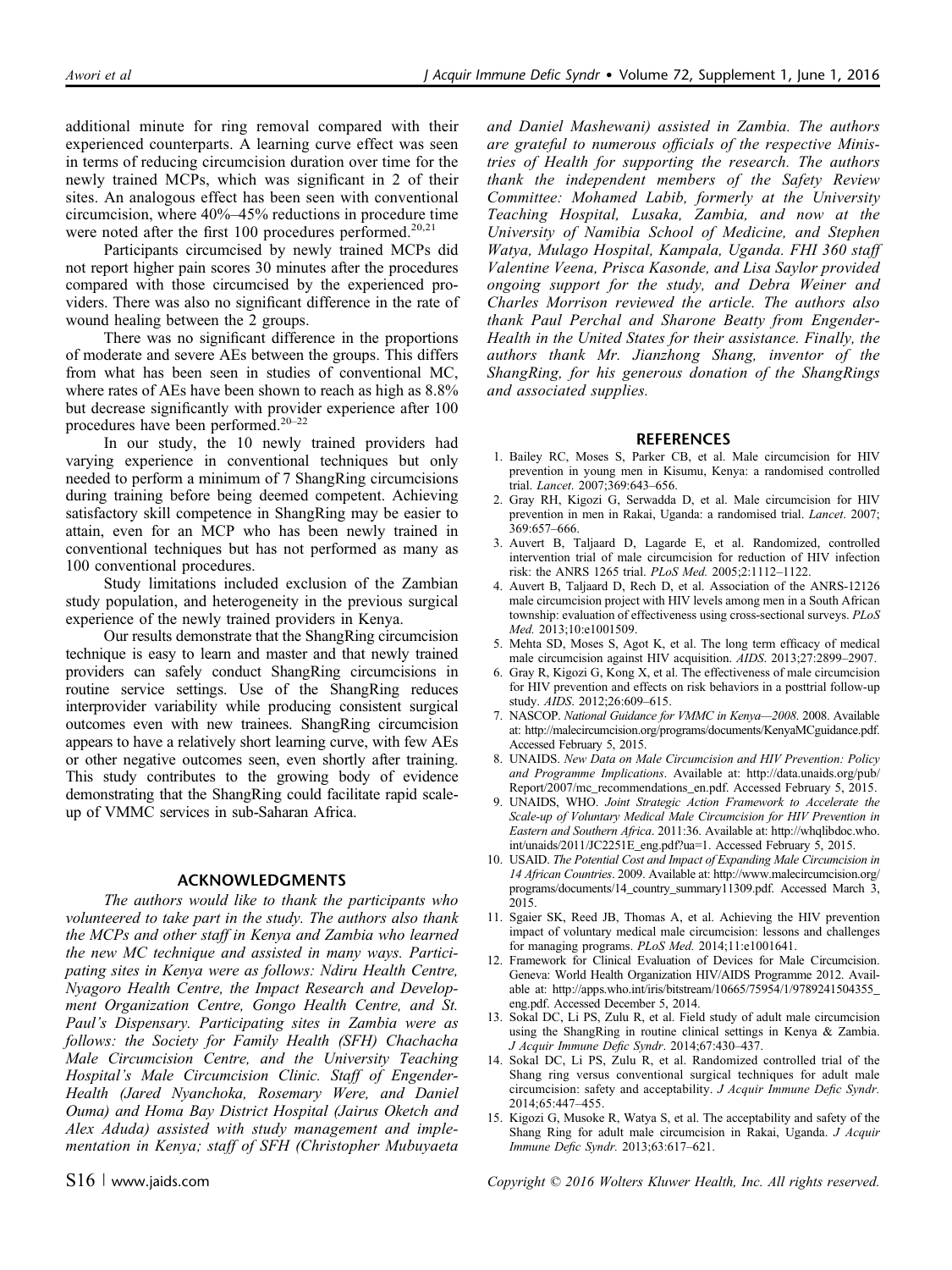additional minute for ring removal compared with their experienced counterparts. A learning curve effect was seen in terms of reducing circumcision duration over time for the newly trained MCPs, which was significant in 2 of their sites. An analogous effect has been seen with conventional circumcision, where 40%–45% reductions in procedure time were noted after the first 100 procedures performed.[20,21]

Participants circumcised by newly trained MCPs did not report higher pain scores 30 minutes after the procedures compared with those circumcised by the experienced providers. There was also no significant difference in the rate of wound healing between the 2 groups.

There was no significant difference in the proportions of moderate and severe AEs between the groups. This differs from what has been seen in studies of conventional MC, where rates of AEs have been shown to reach as high as 8.8% but decrease significantly with provider experience after 100 procedures have been performed.[20–22]

In our study, the 10 newly trained providers had varying experience in conventional techniques but only needed to perform a minimum of 7 ShangRing circumcisions during training before being deemed competent. Achieving satisfactory skill competence in ShangRing may be easier to attain, even for an MCP who has been newly trained in conventional techniques but has not performed as many as 100 conventional procedures.

Study limitations included exclusion of the Zambian study population, and heterogeneity in the previous surgical experience of the newly trained providers in Kenya.

Our results demonstrate that the ShangRing circumcision technique is easy to learn and master and that newly trained providers can safely conduct ShangRing circumcisions in routine service settings. Use of the ShangRing reduces interprovider variability while producing consistent surgical outcomes even with new trainees. ShangRing circumcision appears to have a relatively short learning curve, with few AEs or other negative outcomes seen, even shortly after training. This study contributes to the growing body of evidence demonstrating that the ShangRing could facilitate rapid scale-up of VMMC services in sub-Saharan Africa.

## ACKNOWLEDGMENTS

*The authors would like to thank the participants who volunteered to take part in the study. The authors also thank the MCPs and other staff in Kenya and Zambia who learned the new MC technique and assisted in many ways. Participating sites in Kenya were as follows: Ndiru Health Centre, Nyagoro Health Centre, the Impact Research and Development Organization Centre, Gongo Health Centre, and St. Paul's Dispensary. Participating sites in Zambia were as follows: the Society for Family Health (SFH) Chachacha Male Circumcision Centre, and the University Teaching Hospital's Male Circumcision Clinic. Staff of Engender-Health (Jared Nyanchoka, Rosemary Were, and Daniel Ouma) and Homa Bay District Hospital (Jairus Oketch and Alex Aduda) assisted with study management and implementation in Kenya; staff of SFH (Christopher Mubuyaeta and Daniel Mashewani) assisted in Zambia. The authors are grateful to numerous officials of the respective Ministries of Health for supporting the research. The authors thank the independent members of the Safety Review Committee: Mohamed Labib, formerly at the University Teaching Hospital, Lusaka, Zambia, and now at the University of Namibia School of Medicine, and Stephen Watya, Mulago Hospital, Kampala, Uganda. FHI 360 staff Valentine Veena, Prisca Kasonde, and Lisa Saylor provided ongoing support for the study, and Debra Weiner and Charles Morrison reviewed the article. The authors also thank Paul Perchal and Sharone Beatty from Engender-Health in the United States for their assistance. Finally, the authors thank Mr. Jianzhong Shang, inventor of the ShangRing, for his generous donation of the ShangRings and associated supplies.*

## REFERENCES

1. Bailey RC, Moses S, Parker CB, et al. Male circumcision for HIV prevention in young men in Kisumu, Kenya: a randomised controlled trial. *Lancet*. 2007;369:643–656.
2. Gray RH, Kigozi G, Serwadda D, et al. Male circumcision for HIV prevention in men in Rakai, Uganda: a randomised trial. *Lancet*. 2007;369:657–666.
3. Auvert B, Taljaard D, Lagarde E, et al. Randomized, controlled intervention trial of male circumcision for reduction of HIV infection risk: the ANRS 1265 trial. *PLoS Med*. 2005;2:1112–1122.
4. Auvert B, Taljaard D, Rech D, et al. Association of the ANRS-12126 male circumcision project with HIV levels among men in a South African township: evaluation of effectiveness using cross-sectional surveys. *PLoS Med*. 2013;10:e1001509.
5. Mehta SD, Moses S, Agot K, et al. The long term efficacy of medical male circumcision against HIV acquisition. *AIDS*. 2013;27:2899–2907.
6. Gray R, Kigozi G, Kong X, et al. The effectiveness of male circumcision for HIV prevention and effects on risk behaviors in a posttrial follow-up study. *AIDS*. 2012;26:609–615.
7. NASCOP. *National Guidance for VMMC in Kenya—2008*. 2008. Available at: http://malecircumcision.org/programs/documents/KenyaMCguidance.pdf. Accessed February 5, 2015.
8. UNAIDS. *New Data on Male Circumcision and HIV Prevention: Policy and Programme Implications*. Available at: http://data.unaids.org/pub/Report/2007/mc_recommendations_en.pdf. Accessed February 5, 2015.
9. UNAIDS, WHO. *Joint Strategic Action Framework to Accelerate the Scale-up of Voluntary Medical Male Circumcision for HIV Prevention in Eastern and Southern Africa*. 2011:36. Available at: http://whqlibdoc.who.int/unaids/2011/JC2251E_eng.pdf?ua=1. Accessed February 5, 2015.
10. USAID. *The Potential Cost and Impact of Expanding Male Circumcision in 14 African Countries*. 2009. Available at: http://www.malecircumcision.org/programs/documents/14_country_summary11309.pdf. Accessed March 3, 2015.
11. Sgaier SK, Reed JB, Thomas A, et al. Achieving the HIV prevention impact of voluntary medical male circumcision: lessons and challenges for managing programs. *PLoS Med*. 2014;11:e1001641.
12. Framework for Clinical Evaluation of Devices for Male Circumcision. Geneva: World Health Organization HIV/AIDS Programme 2012. Available at: http://apps.who.int/iris/bitstream/10665/75954/1/9789241504355_eng.pdf. Accessed December 5, 2014.
13. Sokal DC, Li PS, Zulu R, et al. Field study of adult male circumcision using the ShangRing in routine clinical settings in Kenya & Zambia. *J Acquir Immune Defic Syndr*. 2014;67:430–437.
14. Sokal DC, Li PS, Zulu R, et al. Randomized controlled trial of the Shang ring versus conventional surgical techniques for adult male circumcision: safety and acceptability. *J Acquir Immune Defic Syndr*. 2014;65:447–455.
15. Kigozi G, Musoke R, Watya S, et al. The acceptability and safety of the Shang Ring for adult male circumcision in Rakai, Uganda. *J Acquir Immune Defic Syndr*. 2013;63:617–621.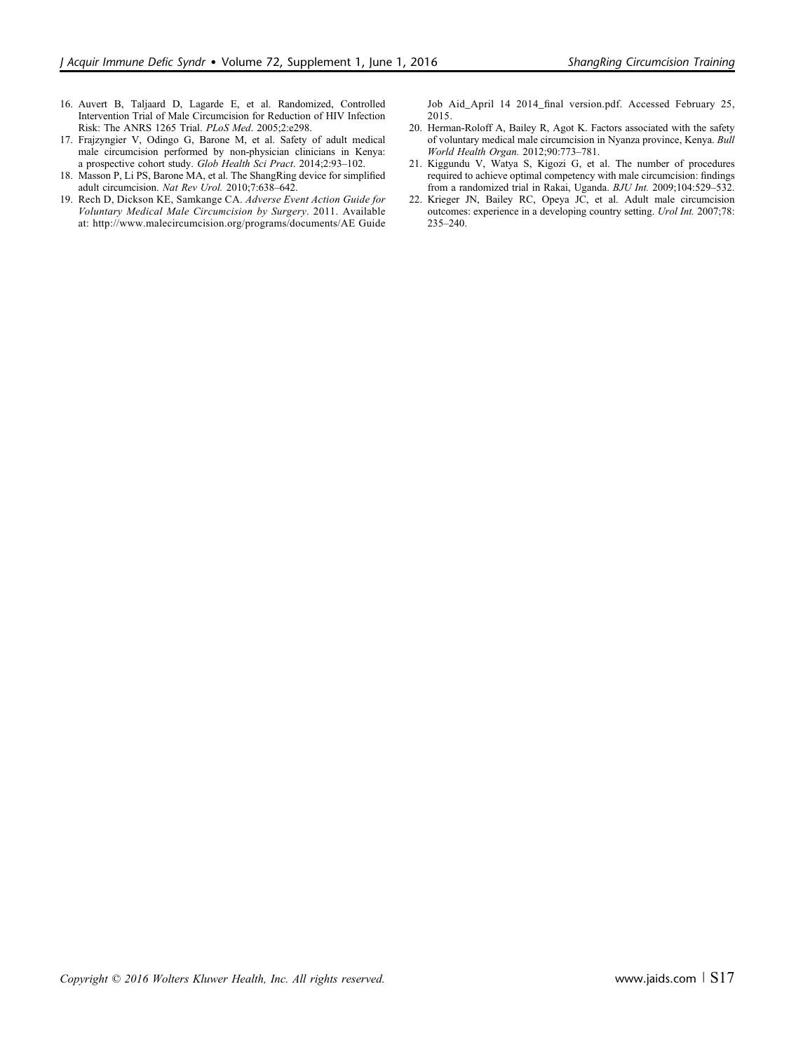16. Auvert B, Taljaard D, Lagarde E, et al. Randomized, Controlled Intervention Trial of Male Circumcision for Reduction of HIV Infection Risk: The ANRS 1265 Trial. *PLoS Med*. 2005;2:e298.
17. Frajzyngier V, Odingo G, Barone M, et al. Safety of adult medical male circumcision performed by non-physician clinicians in Kenya: a prospective cohort study. *Glob Health Sci Pract*. 2014;2:93–102.
18. Masson P, Li PS, Barone MA, et al. The ShangRing device for simplified adult circumcision. *Nat Rev Urol.* 2010;7:638–642.
19. Rech D, Dickson KE, Samkange CA. *Adverse Event Action Guide for Voluntary Medical Male Circumcision by Surgery*. 2011. Available at: http://www.malecircumcision.org/programs/documents/AE Guide Job Aid_April 14 2014_final version.pdf. Accessed February 25, 2015.
20. Herman-Roloff A, Bailey R, Agot K. Factors associated with the safety of voluntary medical male circumcision in Nyanza province, Kenya. *Bull World Health Organ.* 2012;90:773–781.
21. Kiggundu V, Watya S, Kigozi G, et al. The number of procedures required to achieve optimal competency with male circumcision: findings from a randomized trial in Rakai, Uganda. *BJU Int.* 2009;104:529–532.
22. Krieger JN, Bailey RC, Opeya JC, et al. Adult male circumcision outcomes: experience in a developing country setting. *Urol Int.* 2007;78: 235–240.